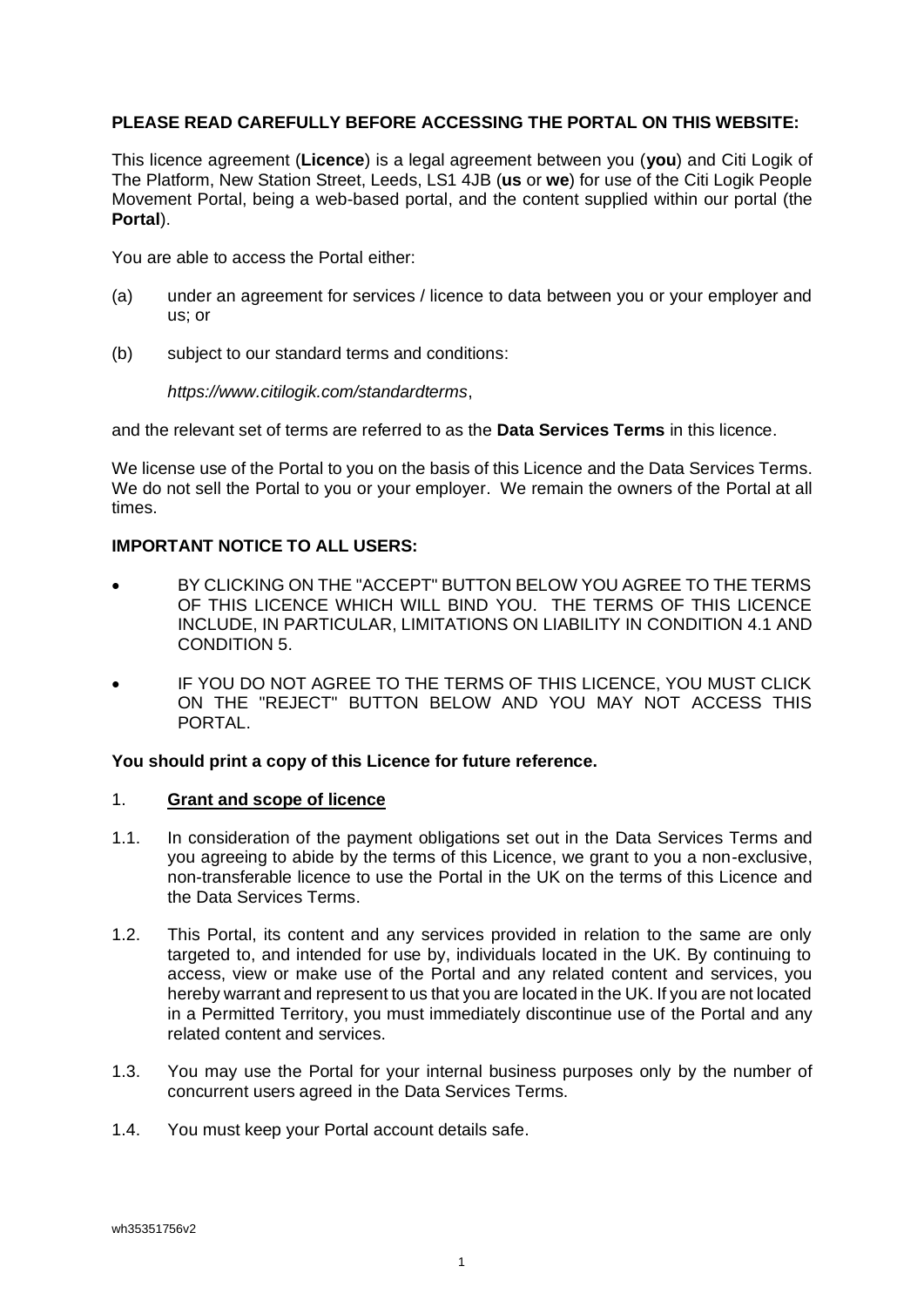**PLEASE READ CAREFULLY BEFORE ACCESSING THE PORTAL ON THIS WEBSITE:**

This licence agreement (**Licence**) is a legal agreement between you (**you**) and Citi Logik of The Platform, New Station Street, Leeds, LS1 4JB (**us** or **we**) for use of the Citi Logik People Movement Portal, being a web-based portal, and the content supplied within our portal (the **Portal**).

You are able to access the Portal either:

(a) under an agreement for services / licence to data between you or your employer and us; or

(b) subject to our standard terms and conditions:

*https://www.citilogik.com/standardterms*,

and the relevant set of terms are referred to as the **Data Services Terms** in this licence.

We license use of the Portal to you on the basis of this Licence and the Data Services Terms. We do not sell the Portal to you or your employer. We remain the owners of the Portal at all times.

**IMPORTANT NOTICE TO ALL USERS:**

- BY CLICKING ON THE "ACCEPT" BUTTON BELOW YOU AGREE TO THE TERMS OF THIS LICENCE WHICH WILL BIND YOU. THE TERMS OF THIS LICENCE INCLUDE, IN PARTICULAR, LIMITATIONS ON LIABILITY IN CONDITION 4.1 AND CONDITION 5.
- IF YOU DO NOT AGREE TO THE TERMS OF THIS LICENCE, YOU MUST CLICK ON THE "REJECT" BUTTON BELOW AND YOU MAY NOT ACCESS THIS PORTAL.

**You should print a copy of this Licence for future reference.**

1. **Grant and scope of licence**

1.1. In consideration of the payment obligations set out in the Data Services Terms and you agreeing to abide by the terms of this Licence, we grant to you a non-exclusive, non-transferable licence to use the Portal in the UK on the terms of this Licence and the Data Services Terms.

1.2. This Portal, its content and any services provided in relation to the same are only targeted to, and intended for use by, individuals located in the UK. By continuing to access, view or make use of the Portal and any related content and services, you hereby warrant and represent to us that you are located in the UK. If you are not located in a Permitted Territory, you must immediately discontinue use of the Portal and any related content and services.

1.3. You may use the Portal for your internal business purposes only by the number of concurrent users agreed in the Data Services Terms.

1.4. You must keep your Portal account details safe.

wh35351756v2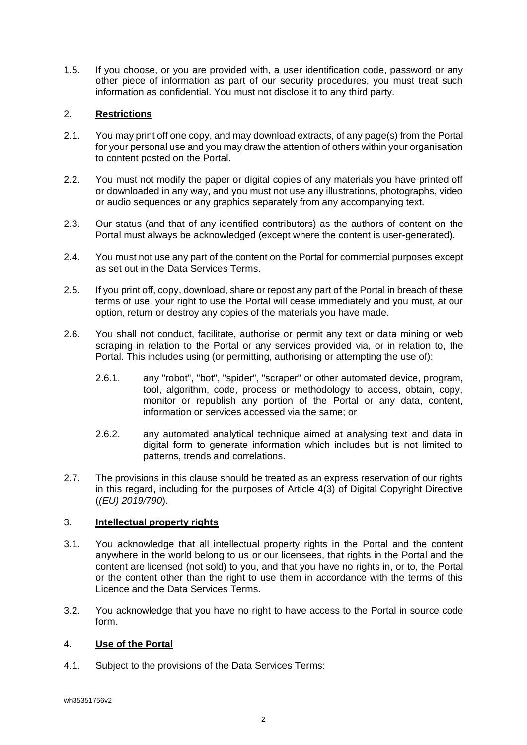1.5. If you choose, or you are provided with, a user identification code, password or any other piece of information as part of our security procedures, you must treat such information as confidential. You must not disclose it to any third party.

## 2. **Restrictions**

2.1. You may print off one copy, and may download extracts, of any page(s) from the Portal for your personal use and you may draw the attention of others within your organisation to content posted on the Portal.

2.2. You must not modify the paper or digital copies of any materials you have printed off or downloaded in any way, and you must not use any illustrations, photographs, video or audio sequences or any graphics separately from any accompanying text.

2.3. Our status (and that of any identified contributors) as the authors of content on the Portal must always be acknowledged (except where the content is user-generated).

2.4. You must not use any part of the content on the Portal for commercial purposes except as set out in the Data Services Terms.

2.5. If you print off, copy, download, share or repost any part of the Portal in breach of these terms of use, your right to use the Portal will cease immediately and you must, at our option, return or destroy any copies of the materials you have made.

2.6. You shall not conduct, facilitate, authorise or permit any text or data mining or web scraping in relation to the Portal or any services provided via, or in relation to, the Portal. This includes using (or permitting, authorising or attempting the use of):

2.6.1. any "robot", "bot", "spider", "scraper" or other automated device, program, tool, algorithm, code, process or methodology to access, obtain, copy, monitor or republish any portion of the Portal or any data, content, information or services accessed via the same; or

2.6.2. any automated analytical technique aimed at analysing text and data in digital form to generate information which includes but is not limited to patterns, trends and correlations.

2.7. The provisions in this clause should be treated as an express reservation of our rights in this regard, including for the purposes of Article 4(3) of Digital Copyright Directive (*(EU) 2019/790*).

## 3. **Intellectual property rights**

3.1. You acknowledge that all intellectual property rights in the Portal and the content anywhere in the world belong to us or our licensees, that rights in the Portal and the content are licensed (not sold) to you, and that you have no rights in, or to, the Portal or the content other than the right to use them in accordance with the terms of this Licence and the Data Services Terms.

3.2. You acknowledge that you have no right to have access to the Portal in source code form.

## 4. **Use of the Portal**

4.1. Subject to the provisions of the Data Services Terms: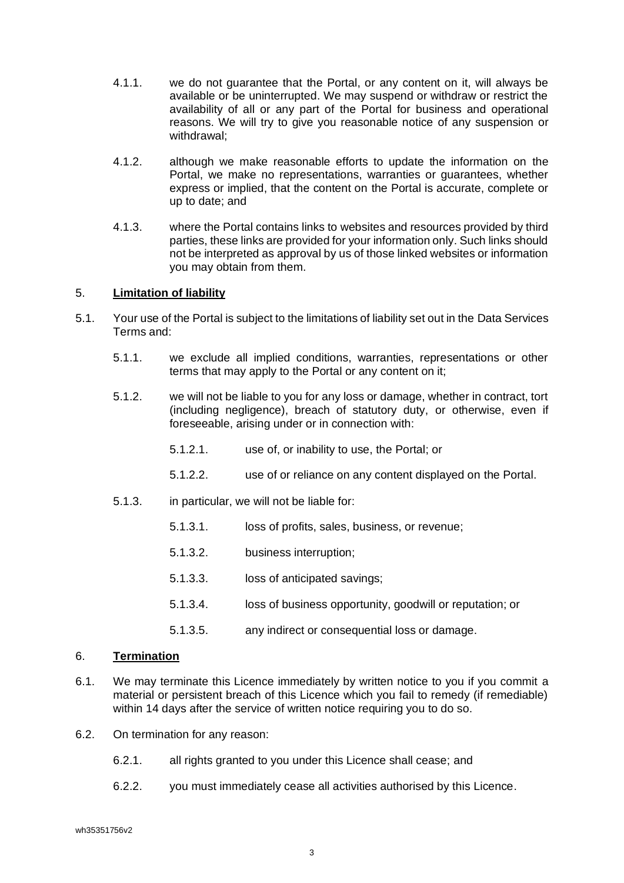4.1.1. we do not guarantee that the Portal, or any content on it, will always be available or be uninterrupted. We may suspend or withdraw or restrict the availability of all or any part of the Portal for business and operational reasons. We will try to give you reasonable notice of any suspension or withdrawal;

4.1.2. although we make reasonable efforts to update the information on the Portal, we make no representations, warranties or guarantees, whether express or implied, that the content on the Portal is accurate, complete or up to date; and

4.1.3. where the Portal contains links to websites and resources provided by third parties, these links are provided for your information only. Such links should not be interpreted as approval by us of those linked websites or information you may obtain from them.

## 5. **Limitation of liability**

5.1. Your use of the Portal is subject to the limitations of liability set out in the Data Services Terms and:

5.1.1. we exclude all implied conditions, warranties, representations or other terms that may apply to the Portal or any content on it;

5.1.2. we will not be liable to you for any loss or damage, whether in contract, tort (including negligence), breach of statutory duty, or otherwise, even if foreseeable, arising under or in connection with:

5.1.2.1. use of, or inability to use, the Portal; or

5.1.2.2. use of or reliance on any content displayed on the Portal.

5.1.3. in particular, we will not be liable for:

5.1.3.1. loss of profits, sales, business, or revenue;

5.1.3.2. business interruption;

5.1.3.3. loss of anticipated savings;

5.1.3.4. loss of business opportunity, goodwill or reputation; or

5.1.3.5. any indirect or consequential loss or damage.

## 6. **Termination**

6.1. We may terminate this Licence immediately by written notice to you if you commit a material or persistent breach of this Licence which you fail to remedy (if remediable) within 14 days after the service of written notice requiring you to do so.

6.2. On termination for any reason:

6.2.1. all rights granted to you under this Licence shall cease; and

6.2.2. you must immediately cease all activities authorised by this Licence.

wh35351756v2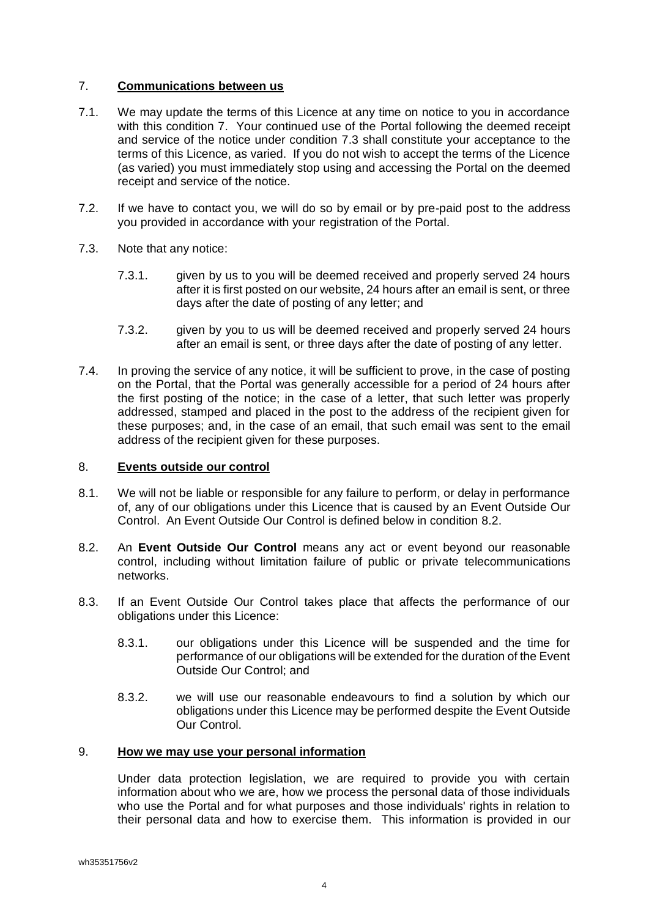## 7. **Communications between us**

7.1. We may update the terms of this Licence at any time on notice to you in accordance with this condition 7. Your continued use of the Portal following the deemed receipt and service of the notice under condition 7.3 shall constitute your acceptance to the terms of this Licence, as varied. If you do not wish to accept the terms of the Licence (as varied) you must immediately stop using and accessing the Portal on the deemed receipt and service of the notice.

7.2. If we have to contact you, we will do so by email or by pre-paid post to the address you provided in accordance with your registration of the Portal.

7.3. Note that any notice:

7.3.1. given by us to you will be deemed received and properly served 24 hours after it is first posted on our website, 24 hours after an email is sent, or three days after the date of posting of any letter; and

7.3.2. given by you to us will be deemed received and properly served 24 hours after an email is sent, or three days after the date of posting of any letter.

7.4. In proving the service of any notice, it will be sufficient to prove, in the case of posting on the Portal, that the Portal was generally accessible for a period of 24 hours after the first posting of the notice; in the case of a letter, that such letter was properly addressed, stamped and placed in the post to the address of the recipient given for these purposes; and, in the case of an email, that such email was sent to the email address of the recipient given for these purposes.

## 8. **Events outside our control**

8.1. We will not be liable or responsible for any failure to perform, or delay in performance of, any of our obligations under this Licence that is caused by an Event Outside Our Control. An Event Outside Our Control is defined below in condition 8.2.

8.2. An **Event Outside Our Control** means any act or event beyond our reasonable control, including without limitation failure of public or private telecommunications networks.

8.3. If an Event Outside Our Control takes place that affects the performance of our obligations under this Licence:

8.3.1. our obligations under this Licence will be suspended and the time for performance of our obligations will be extended for the duration of the Event Outside Our Control; and

8.3.2. we will use our reasonable endeavours to find a solution by which our obligations under this Licence may be performed despite the Event Outside Our Control.

## 9. **How we may use your personal information**

Under data protection legislation, we are required to provide you with certain information about who we are, how we process the personal data of those individuals who use the Portal and for what purposes and those individuals' rights in relation to their personal data and how to exercise them. This information is provided in our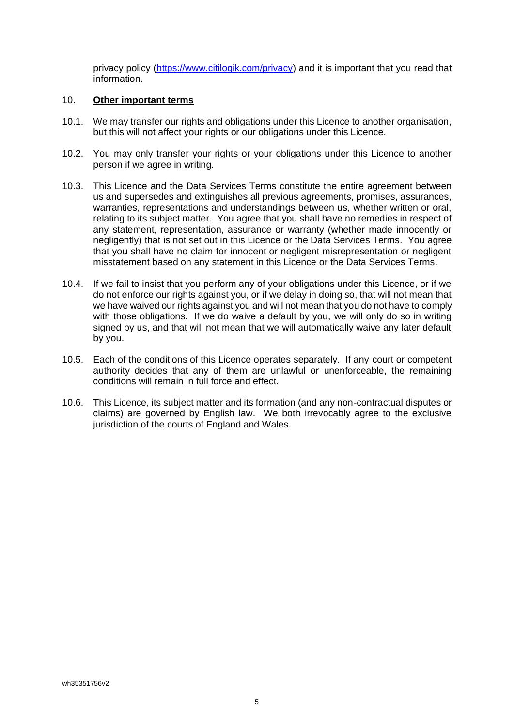privacy policy ([https://www.citilogik.com/privacy](https://www.citilogik.com/privacy)) and it is important that you read that information.

10. **Other important terms**

10.1. We may transfer our rights and obligations under this Licence to another organisation, but this will not affect your rights or our obligations under this Licence.

10.2. You may only transfer your rights or your obligations under this Licence to another person if we agree in writing.

10.3. This Licence and the Data Services Terms constitute the entire agreement between us and supersedes and extinguishes all previous agreements, promises, assurances, warranties, representations and understandings between us, whether written or oral, relating to its subject matter. You agree that you shall have no remedies in respect of any statement, representation, assurance or warranty (whether made innocently or negligently) that is not set out in this Licence or the Data Services Terms. You agree that you shall have no claim for innocent or negligent misrepresentation or negligent misstatement based on any statement in this Licence or the Data Services Terms.

10.4. If we fail to insist that you perform any of your obligations under this Licence, or if we do not enforce our rights against you, or if we delay in doing so, that will not mean that we have waived our rights against you and will not mean that you do not have to comply with those obligations. If we do waive a default by you, we will only do so in writing signed by us, and that will not mean that we will automatically waive any later default by you.

10.5. Each of the conditions of this Licence operates separately. If any court or competent authority decides that any of them are unlawful or unenforceable, the remaining conditions will remain in full force and effect.

10.6. This Licence, its subject matter and its formation (and any non-contractual disputes or claims) are governed by English law. We both irrevocably agree to the exclusive jurisdiction of the courts of England and Wales.

wh35351756v2